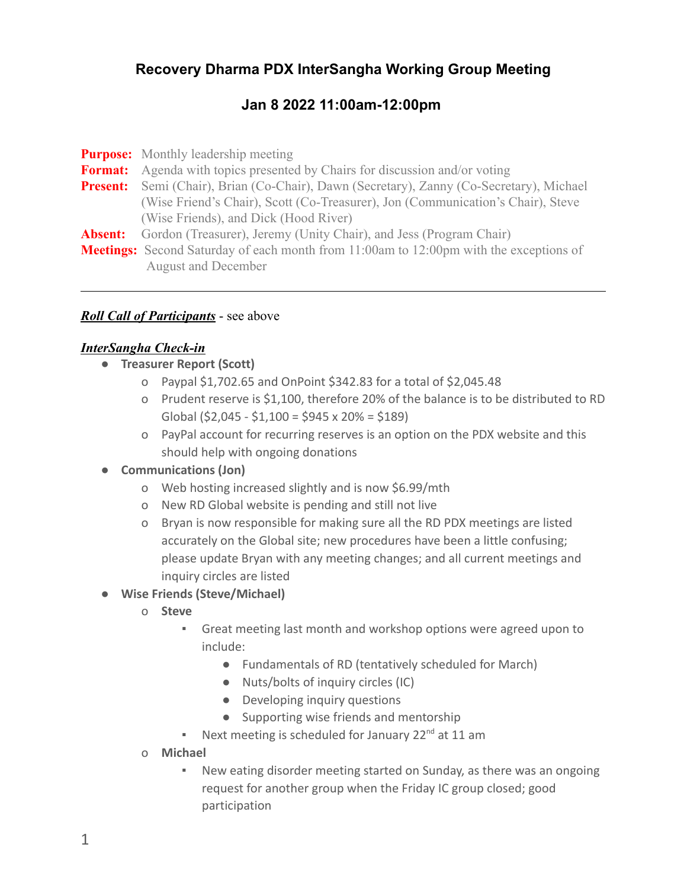# Recovery Dharma PDX InterSangha Working Group Meeting

## Jan 8 2022 11:00am-12:00pm

**Purpose:** Monthly leadership meeting
**Format:** Agenda with topics presented by Chairs for discussion and/or voting
**Present:** Semi (Chair), Brian (Co-Chair), Dawn (Secretary), Zanny (Co-Secretary), Michael (Wise Friend's Chair), Scott (Co-Treasurer), Jon (Communication's Chair), Steve (Wise Friends), and Dick (Hood River)
**Absent:** Gordon (Treasurer), Jeremy (Unity Chair), and Jess (Program Chair)
**Meetings:** Second Saturday of each month from 11:00am to 12:00pm with the exceptions of August and December

---

***Roll Call of Participants*** - see above

***InterSangha Check-in***

- **Treasurer Report (Scott)**
  - Paypal $1,702.65 and OnPoint $342.83 for a total of $2,045.48
  - Prudent reserve is $1,100, therefore 20% of the balance is to be distributed to RD Global ($2,045 - $1,100 = $945 x 20% = $189)
  - PayPal account for recurring reserves is an option on the PDX website and this should help with ongoing donations
- **Communications (Jon)**
  - Web hosting increased slightly and is now $6.99/mth
  - New RD Global website is pending and still not live
  - Bryan is now responsible for making sure all the RD PDX meetings are listed accurately on the Global site; new procedures have been a little confusing; please update Bryan with any meeting changes; and all current meetings and inquiry circles are listed
- **Wise Friends (Steve/Michael)**
  - **Steve**
    - Great meeting last month and workshop options were agreed upon to include:
      - Fundamentals of RD (tentatively scheduled for March)
      - Nuts/bolts of inquiry circles (IC)
      - Developing inquiry questions
      - Supporting wise friends and mentorship
    - Next meeting is scheduled for January 22nd at 11 am
  - **Michael**
    - New eating disorder meeting started on Sunday, as there was an ongoing request for another group when the Friday IC group closed; good participation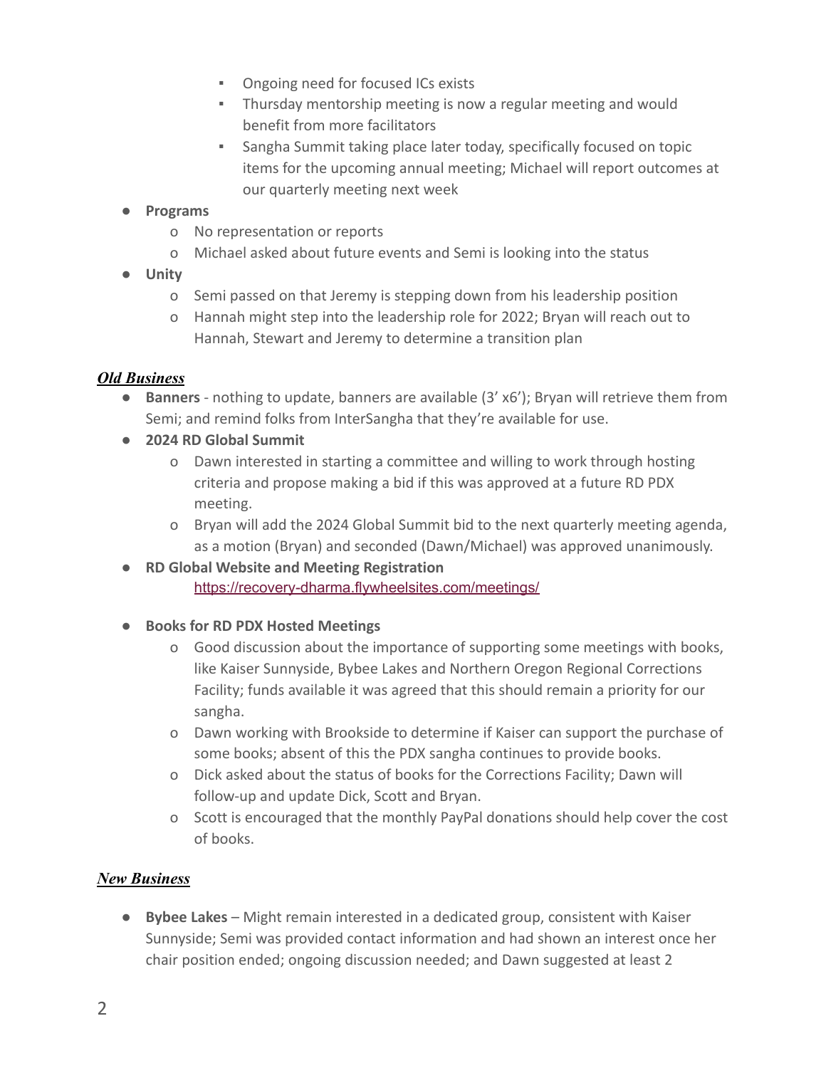- Ongoing need for focused ICs exists
        - Thursday mentorship meeting is now a regular meeting and would benefit from more facilitators
        - Sangha Summit taking place later today, specifically focused on topic items for the upcoming annual meeting; Michael will report outcomes at our quarterly meeting next week

- **Programs**
    - No representation or reports
    - Michael asked about future events and Semi is looking into the status
- **Unity**
    - Semi passed on that Jeremy is stepping down from his leadership position
    - Hannah might step into the leadership role for 2022; Bryan will reach out to Hannah, Stewart and Jeremy to determine a transition plan

***Old Business***

- **Banners** - nothing to update, banners are available (3' x6'); Bryan will retrieve them from Semi; and remind folks from InterSangha that they're available for use.
- **2024 RD Global Summit**
    - Dawn interested in starting a committee and willing to work through hosting criteria and propose making a bid if this was approved at a future RD PDX meeting.
    - Bryan will add the 2024 Global Summit bid to the next quarterly meeting agenda, as a motion (Bryan) and seconded (Dawn/Michael) was approved unanimously.
- **RD Global Website and Meeting Registration**
  https://recovery-dharma.flywheelsites.com/meetings/
- **Books for RD PDX Hosted Meetings**
    - Good discussion about the importance of supporting some meetings with books, like Kaiser Sunnyside, Bybee Lakes and Northern Oregon Regional Corrections Facility; funds available it was agreed that this should remain a priority for our sangha.
    - Dawn working with Brookside to determine if Kaiser can support the purchase of some books; absent of this the PDX sangha continues to provide books.
    - Dick asked about the status of books for the Corrections Facility; Dawn will follow-up and update Dick, Scott and Bryan.
    - Scott is encouraged that the monthly PayPal donations should help cover the cost of books.

***New Business***

- **Bybee Lakes** – Might remain interested in a dedicated group, consistent with Kaiser Sunnyside; Semi was provided contact information and had shown an interest once her chair position ended; ongoing discussion needed; and Dawn suggested at least 2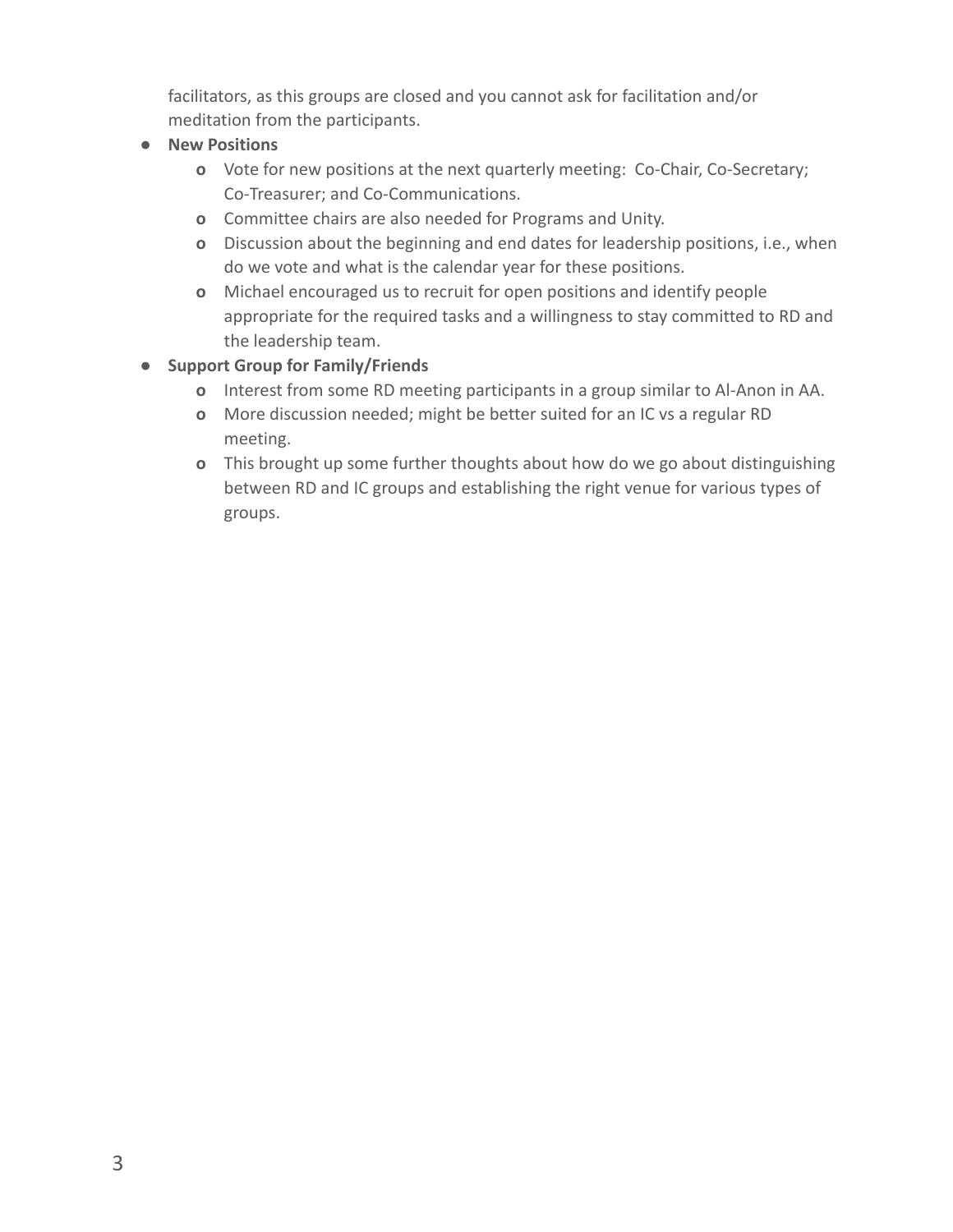facilitators, as this groups are closed and you cannot ask for facilitation and/or meditation from the participants.

- **New Positions**
    - Vote for new positions at the next quarterly meeting: Co-Chair, Co-Secretary; Co-Treasurer; and Co-Communications.
    - Committee chairs are also needed for Programs and Unity.
    - Discussion about the beginning and end dates for leadership positions, i.e., when do we vote and what is the calendar year for these positions.
    - Michael encouraged us to recruit for open positions and identify people appropriate for the required tasks and a willingness to stay committed to RD and the leadership team.
- **Support Group for Family/Friends**
    - Interest from some RD meeting participants in a group similar to Al-Anon in AA.
    - More discussion needed; might be better suited for an IC vs a regular RD meeting.
    - This brought up some further thoughts about how do we go about distinguishing between RD and IC groups and establishing the right venue for various types of groups.